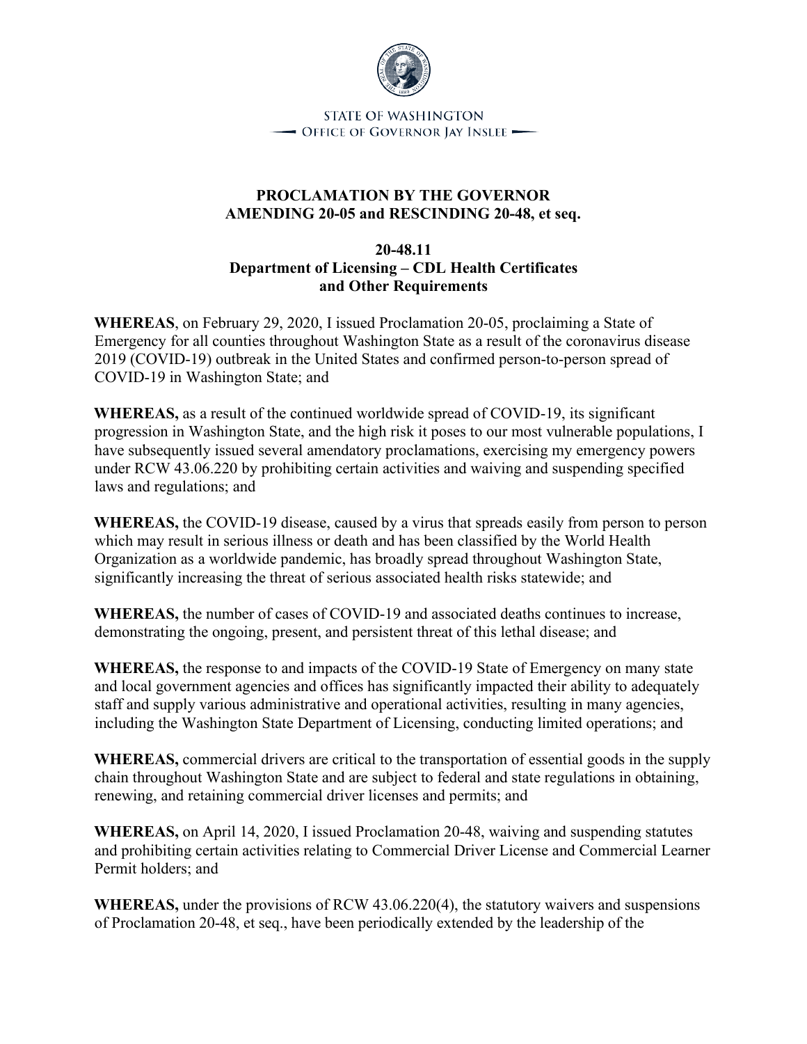STATE OF WASHINGTON
OFFICE OF GOVERNOR JAY INSLEE

**PROCLAMATION BY THE GOVERNOR**
**AMENDING 20-05 and RESCINDING 20-48, et seq.**

**20-48.11**
**Department of Licensing – CDL Health Certificates and Other Requirements**

**WHEREAS**, on February 29, 2020, I issued Proclamation 20-05, proclaiming a State of Emergency for all counties throughout Washington State as a result of the coronavirus disease 2019 (COVID-19) outbreak in the United States and confirmed person-to-person spread of COVID-19 in Washington State; and

**WHEREAS,** as a result of the continued worldwide spread of COVID-19, its significant progression in Washington State, and the high risk it poses to our most vulnerable populations, I have subsequently issued several amendatory proclamations, exercising my emergency powers under RCW 43.06.220 by prohibiting certain activities and waiving and suspending specified laws and regulations; and

**WHEREAS,** the COVID-19 disease, caused by a virus that spreads easily from person to person which may result in serious illness or death and has been classified by the World Health Organization as a worldwide pandemic, has broadly spread throughout Washington State, significantly increasing the threat of serious associated health risks statewide; and

**WHEREAS,** the number of cases of COVID-19 and associated deaths continues to increase, demonstrating the ongoing, present, and persistent threat of this lethal disease; and

**WHEREAS,** the response to and impacts of the COVID-19 State of Emergency on many state and local government agencies and offices has significantly impacted their ability to adequately staff and supply various administrative and operational activities, resulting in many agencies, including the Washington State Department of Licensing, conducting limited operations; and

**WHEREAS,** commercial drivers are critical to the transportation of essential goods in the supply chain throughout Washington State and are subject to federal and state regulations in obtaining, renewing, and retaining commercial driver licenses and permits; and

**WHEREAS,** on April 14, 2020, I issued Proclamation 20-48, waiving and suspending statutes and prohibiting certain activities relating to Commercial Driver License and Commercial Learner Permit holders; and

**WHEREAS,** under the provisions of RCW 43.06.220(4), the statutory waivers and suspensions of Proclamation 20-48, et seq., have been periodically extended by the leadership of the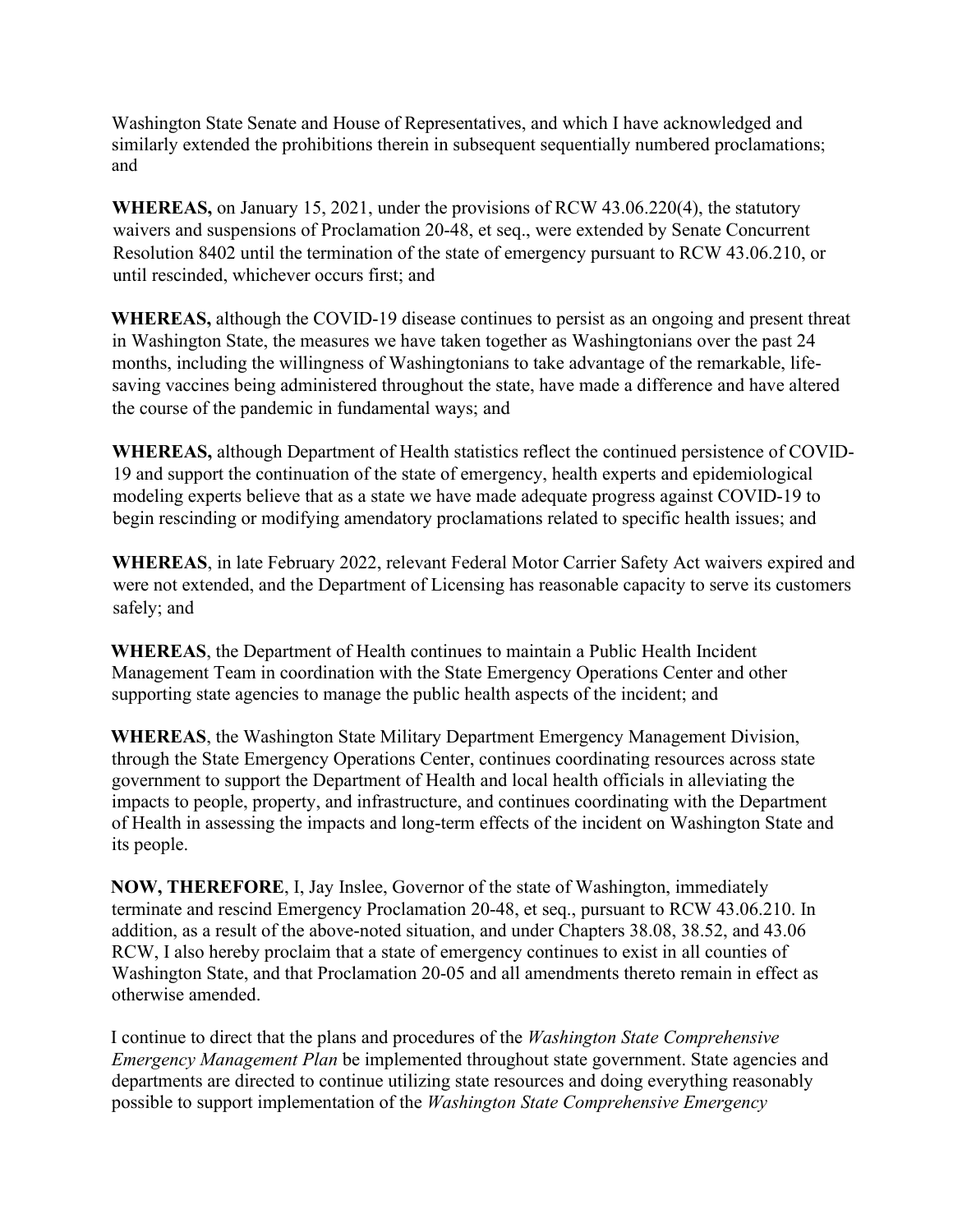Washington State Senate and House of Representatives, and which I have acknowledged and similarly extended the prohibitions therein in subsequent sequentially numbered proclamations; and

**WHEREAS,** on January 15, 2021, under the provisions of RCW 43.06.220(4), the statutory waivers and suspensions of Proclamation 20-48, et seq., were extended by Senate Concurrent Resolution 8402 until the termination of the state of emergency pursuant to RCW 43.06.210, or until rescinded, whichever occurs first; and

**WHEREAS,** although the COVID-19 disease continues to persist as an ongoing and present threat in Washington State, the measures we have taken together as Washingtonians over the past 24 months, including the willingness of Washingtonians to take advantage of the remarkable, life-saving vaccines being administered throughout the state, have made a difference and have altered the course of the pandemic in fundamental ways; and

**WHEREAS,** although Department of Health statistics reflect the continued persistence of COVID-19 and support the continuation of the state of emergency, health experts and epidemiological modeling experts believe that as a state we have made adequate progress against COVID-19 to begin rescinding or modifying amendatory proclamations related to specific health issues; and

**WHEREAS**, in late February 2022, relevant Federal Motor Carrier Safety Act waivers expired and were not extended, and the Department of Licensing has reasonable capacity to serve its customers safely; and

**WHEREAS**, the Department of Health continues to maintain a Public Health Incident Management Team in coordination with the State Emergency Operations Center and other supporting state agencies to manage the public health aspects of the incident; and

**WHEREAS**, the Washington State Military Department Emergency Management Division, through the State Emergency Operations Center, continues coordinating resources across state government to support the Department of Health and local health officials in alleviating the impacts to people, property, and infrastructure, and continues coordinating with the Department of Health in assessing the impacts and long-term effects of the incident on Washington State and its people.

**NOW, THEREFORE**, I, Jay Inslee, Governor of the state of Washington, immediately terminate and rescind Emergency Proclamation 20-48, et seq., pursuant to RCW 43.06.210. In addition, as a result of the above-noted situation, and under Chapters 38.08, 38.52, and 43.06 RCW, I also hereby proclaim that a state of emergency continues to exist in all counties of Washington State, and that Proclamation 20-05 and all amendments thereto remain in effect as otherwise amended.

I continue to direct that the plans and procedures of the *Washington State Comprehensive Emergency Management Plan* be implemented throughout state government. State agencies and departments are directed to continue utilizing state resources and doing everything reasonably possible to support implementation of the *Washington State Comprehensive Emergency*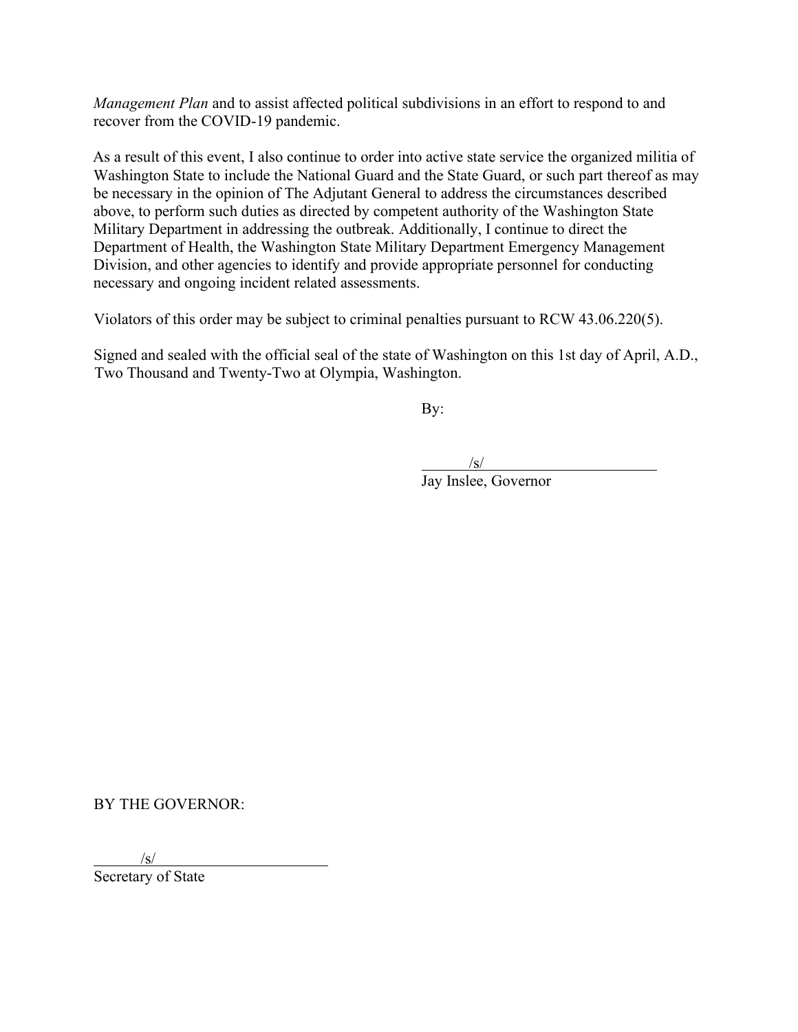*Management Plan* and to assist affected political subdivisions in an effort to respond to and recover from the COVID-19 pandemic.

As a result of this event, I also continue to order into active state service the organized militia of Washington State to include the National Guard and the State Guard, or such part thereof as may be necessary in the opinion of The Adjutant General to address the circumstances described above, to perform such duties as directed by competent authority of the Washington State Military Department in addressing the outbreak. Additionally, I continue to direct the Department of Health, the Washington State Military Department Emergency Management Division, and other agencies to identify and provide appropriate personnel for conducting necessary and ongoing incident related assessments.

Violators of this order may be subject to criminal penalties pursuant to RCW 43.06.220(5).

Signed and sealed with the official seal of the state of Washington on this 1st day of April, A.D., Two Thousand and Twenty-Two at Olympia, Washington.

By:

/s/

Jay Inslee, Governor

BY THE GOVERNOR:

/s/

Secretary of State